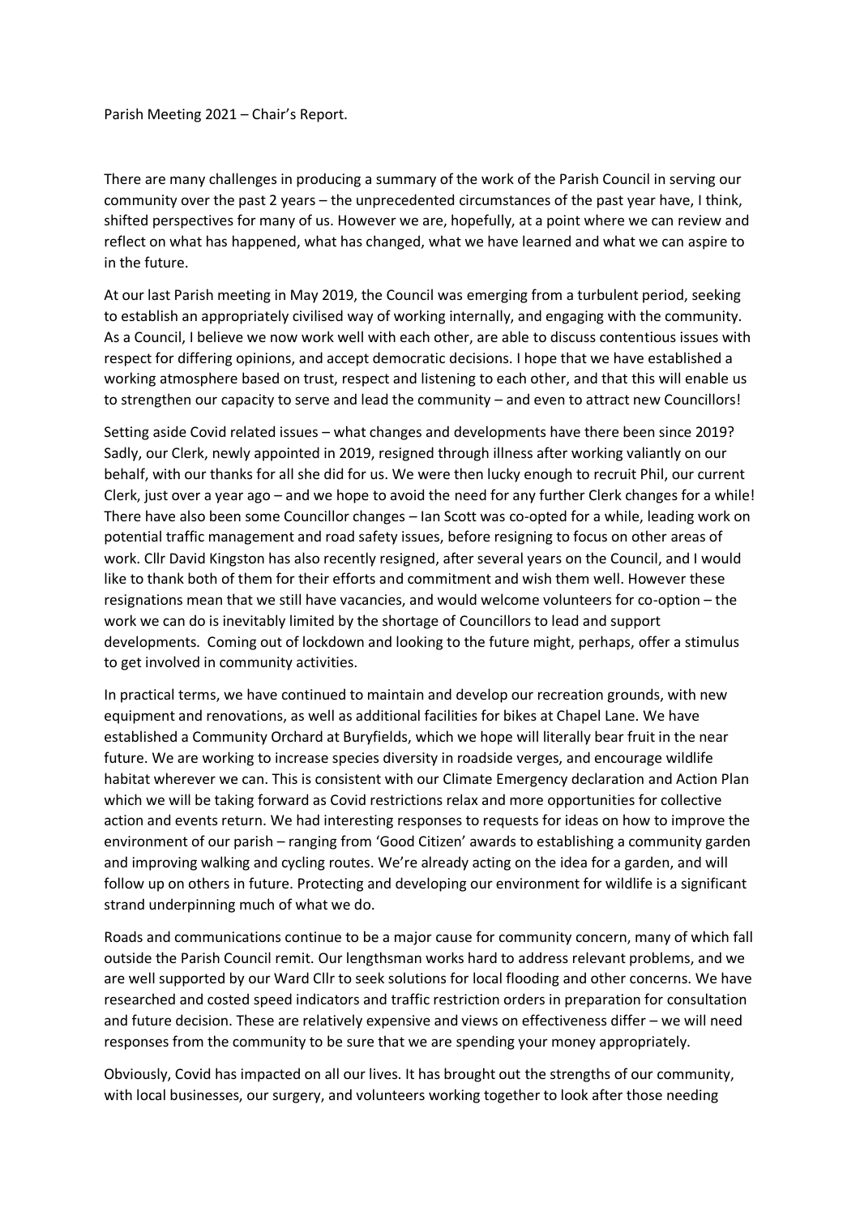Parish Meeting 2021 – Chair's Report.

There are many challenges in producing a summary of the work of the Parish Council in serving our community over the past 2 years – the unprecedented circumstances of the past year have, I think, shifted perspectives for many of us. However we are, hopefully, at a point where we can review and reflect on what has happened, what has changed, what we have learned and what we can aspire to in the future.

At our last Parish meeting in May 2019, the Council was emerging from a turbulent period, seeking to establish an appropriately civilised way of working internally, and engaging with the community. As a Council, I believe we now work well with each other, are able to discuss contentious issues with respect for differing opinions, and accept democratic decisions. I hope that we have established a working atmosphere based on trust, respect and listening to each other, and that this will enable us to strengthen our capacity to serve and lead the community – and even to attract new Councillors!

Setting aside Covid related issues – what changes and developments have there been since 2019? Sadly, our Clerk, newly appointed in 2019, resigned through illness after working valiantly on our behalf, with our thanks for all she did for us. We were then lucky enough to recruit Phil, our current Clerk, just over a year ago – and we hope to avoid the need for any further Clerk changes for a while! There have also been some Councillor changes – Ian Scott was co-opted for a while, leading work on potential traffic management and road safety issues, before resigning to focus on other areas of work. Cllr David Kingston has also recently resigned, after several years on the Council, and I would like to thank both of them for their efforts and commitment and wish them well. However these resignations mean that we still have vacancies, and would welcome volunteers for co-option – the work we can do is inevitably limited by the shortage of Councillors to lead and support developments. Coming out of lockdown and looking to the future might, perhaps, offer a stimulus to get involved in community activities.

In practical terms, we have continued to maintain and develop our recreation grounds, with new equipment and renovations, as well as additional facilities for bikes at Chapel Lane. We have established a Community Orchard at Buryfields, which we hope will literally bear fruit in the near future. We are working to increase species diversity in roadside verges, and encourage wildlife habitat wherever we can. This is consistent with our Climate Emergency declaration and Action Plan which we will be taking forward as Covid restrictions relax and more opportunities for collective action and events return. We had interesting responses to requests for ideas on how to improve the environment of our parish – ranging from 'Good Citizen' awards to establishing a community garden and improving walking and cycling routes. We're already acting on the idea for a garden, and will follow up on others in future. Protecting and developing our environment for wildlife is a significant strand underpinning much of what we do.

Roads and communications continue to be a major cause for community concern, many of which fall outside the Parish Council remit. Our lengthsman works hard to address relevant problems, and we are well supported by our Ward Cllr to seek solutions for local flooding and other concerns. We have researched and costed speed indicators and traffic restriction orders in preparation for consultation and future decision. These are relatively expensive and views on effectiveness differ – we will need responses from the community to be sure that we are spending your money appropriately.

Obviously, Covid has impacted on all our lives. It has brought out the strengths of our community, with local businesses, our surgery, and volunteers working together to look after those needing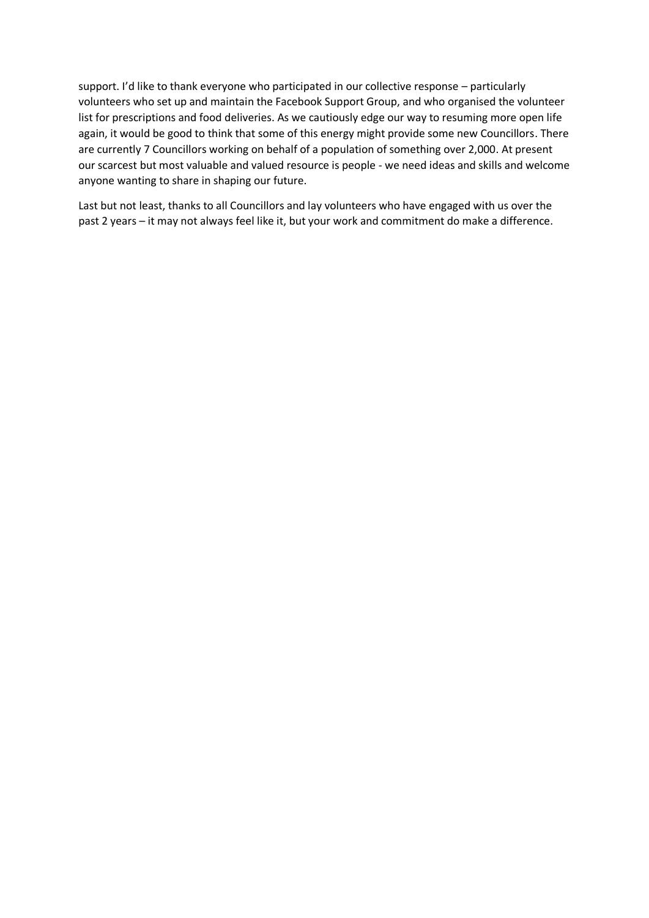support. I'd like to thank everyone who participated in our collective response – particularly volunteers who set up and maintain the Facebook Support Group, and who organised the volunteer list for prescriptions and food deliveries. As we cautiously edge our way to resuming more open life again, it would be good to think that some of this energy might provide some new Councillors. There are currently 7 Councillors working on behalf of a population of something over 2,000. At present our scarcest but most valuable and valued resource is people - we need ideas and skills and welcome anyone wanting to share in shaping our future.

Last but not least, thanks to all Councillors and lay volunteers who have engaged with us over the past 2 years – it may not always feel like it, but your work and commitment do make a difference.